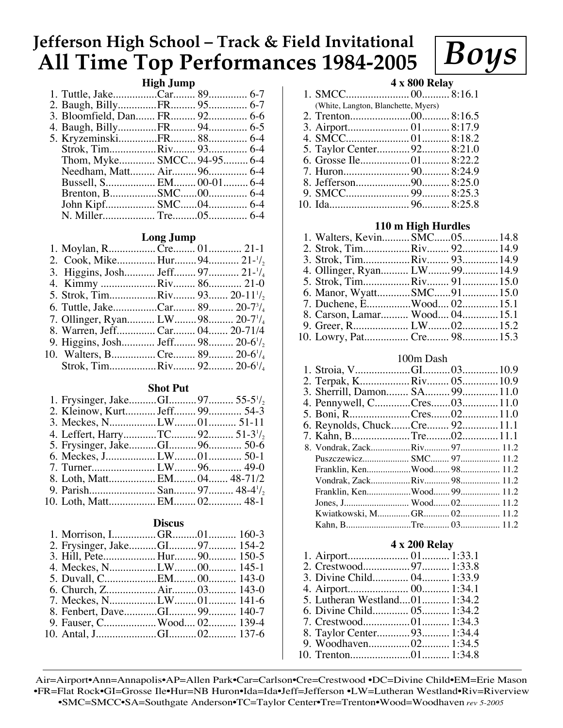# Jefferson High School – Track & Field Invitational
# All Time Top Performances 1984-2005

# *Boys*

### High Jump

| Rank | Name | School | Year | Mark |
|---|---|---|---|---|
| 1. | Tuttle, Jake | Car | 89 | 6-7 |
| 2. | Baugh, Billy | FR | 95 | 6-7 |
| 3. | Bloomfield, Dan | FR | 92 | 6-6 |
| 4. | Baugh, Billy | FR | 94 | 6-5 |
| 5. | Kryzeminski | FR | 88 | 6-4 |
| | Strok, Tim | Riv | 93 | 6-4 |
| | Thom, Myke | SMCC | 94-95 | 6-4 |
| | Needham, Matt | Air | 96 | 6-4 |
| | Bussell, S. | EM | 00-01 | 6-4 |
| | Brenton, B | SMC | 00 | 6-4 |
| | John Kipf | SMC | 04 | 6-4 |
| | N. Miller | Tre | 05 | 6-4 |

### Long Jump

| Rank | Name | School | Year | Mark |
|---|---|---|---|---|
| 1. | Moylan, R. | Cre | 01 | 21-1 |
| 2. | Cook, Mike | Hur | 94 | 21-1/2 |
| 3. | Higgins, Josh | Jeff | 97 | 21-1/4 |
| 4. | Kimmy | Riv | 86 | 21-0 |
| 5. | Strok, Tim | Riv | 93 | 20-11 1/2 |
| 6. | Tuttle, Jake | Car | 89 | 20-7 3/4 |
| 7. | Ollinger, Ryan | LW | 98 | 20-7 1/4 |
| 8. | Warren, Jeff | Car | 04 | 20-71/4 |
| 9. | Higgins, Josh | Jeff | 98 | 20-6 1/2 |
| 10. | Walters, B. | Cre | 89 | 20-6 1/4 |
| | Strok, Tim | Riv | 92 | 20-6 1/4 |

### Shot Put

| Rank | Name | School | Year | Mark |
|---|---|---|---|---|
| 1. | Frysinger, Jake | GI | 97 | 55-5 1/2 |
| 2. | Kleinow, Kurt | Jeff | 99 | 54-3 |
| 3. | Meckes, N. | LW | 01 | 51-11 |
| 4. | Leffert, Harry | TC | 92 | 51-3 1/2 |
| 5. | Frysinger, Jake | GI | 96 | 50-6 |
| 6. | Meckes, J. | LW | 01 | 50-1 |
| 7. | Turner | LW | 96 | 49-0 |
| 8. | Loth, Matt | EM | 04 | 48-71/2 |
| 9. | Parish | San | 97 | 48-4 1/2 |
| 10. | Loth, Matt | EM | 02 | 48-1 |

### Discus

| Rank | Name | School | Year | Mark |
|---|---|---|---|---|
| 1. | Morrison, I. | GR | 01 | 160-3 |
| 2. | Frysinger, Jake | GI | 97 | 154-2 |
| 3. | Hill, Pete | Hur | 90 | 150-5 |
| 4. | Meckes, N. | LW | 00 | 145-1 |
| 5. | Duvall, C. | EM | 00 | 143-0 |
| 6. | Church, Z. | Air | 03 | 143-0 |
| 7. | Meckes, N. | LW | 01 | 141-6 |
| 8. | Fenbert, Dave | GI | 99 | 140-7 |
| 9. | Fauser, C. | Wood | 02 | 139-4 |
| 10. | Antal, J. | GI | 02 | 137-6 |

### 4 x 800 Relay

| Rank | Team | Year | Time |
|---|---|---|---|
| 1. | SMCC (White, Langton, Blanchette, Myers) | 00 | 8:16.1 |
| 2. | Trenton | 00 | 8:16.5 |
| 3. | Airport | 01 | 8:17.9 |
| 4. | SMCC | 01 | 8:18.2 |
| 5. | Taylor Center | 92 | 8:21.0 |
| 6. | Grosse Ile | 01 | 8:22.2 |
| 7. | Huron | 90 | 8:24.9 |
| 8. | Jefferson | 90 | 8:25.0 |
| 9. | SMCC | 99 | 8:25.3 |
| 10. | Ida | 96 | 8:25.8 |

### 110 m High Hurdles

| Rank | Name | School | Year | Time |
|---|---|---|---|---|
| 1. | Walters, Kevin | SMC | 05 | 14.8 |
| 2. | Strok, Tim | Riv | 92 | 14.9 |
| 3. | Strok, Tim | Riv | 93 | 14.9 |
| 4. | Ollinger, Ryan | LW | 99 | 14.9 |
| 5. | Strok, Tim | Riv | 91 | 15.0 |
| 6. | Manor, Wyatt | SMC | 91 | 15.0 |
| 7. | Duchene, E. | Wood | 02 | 15.1 |
| 8. | Carson, Lamar | Wood | 04 | 15.1 |
| 9. | Greer, R. | LW | 02 | 15.2 |
| 10. | Lowry, Pat | Cre | 98 | 15.3 |

### 100m Dash

| Rank | Name | School | Year | Time |
|---|---|---|---|---|
| 1. | Stroia, V. | GI | 03 | 10.9 |
| 2. | Terpak, K. | Riv | 05 | 10.9 |
| 3. | Sherrill, Damon | SA | 99 | 11.0 |
| 4. | Pennywell, C. | Cres | 03 | 11.0 |
| 5. | Boni, R. | Cres | 02 | 11.0 |
| 6. | Reynolds, Chuck | Cre | 92 | 11.1 |
| 7. | Kahn, B. | Tre | 02 | 11.1 |
| 8. | Vondrak, Zack | Riv | 97 | 11.2 |
| | Puszczewicz | SMC | 97 | 11.2 |
| | Franklin, Ken | Wood | 98 | 11.2 |
| | Vondrak, Zack | Riv | 98 | 11.2 |
| | Franklin, Ken | Wood | 99 | 11.2 |
| | Jones, J. | Wood | 02 | 11.2 |
| | Kwiatkowski, M. | GR | 02 | 11.2 |
| | Kahn, B. | Tre | 03 | 11.2 |

### 4 x 200 Relay

| Rank | Team | Year | Time |
|---|---|---|---|
| 1. | Airport | 01 | 1:33.1 |
| 2. | Crestwood | 97 | 1:33.8 |
| 3. | Divine Child | 04 | 1:33.9 |
| 4. | Airport | 00 | 1:34.1 |
| 5. | Lutheran Westland | 01 | 1:34.2 |
| 6. | Divine Child | 05 | 1:34.2 |
| 7. | Crestwood | 01 | 1:34.3 |
| 8. | Taylor Center | 93 | 1:34.4 |
| 9. | Woodhaven | 02 | 1:34.5 |
| 10. | Trenton | 01 | 1:34.8 |

Air=Airport•Ann=Annapolis•AP=Allen Park•Car=Carlson•Cre=Crestwood •DC=Divine Child•EM=Erie Mason •FR=Flat Rock•GI=Grosse Ile•Hur=NB Huron•Ida=Ida•Jeff=Jefferson •LW=Lutheran Westland•Riv=Riverview •SMC=SMCC•SA=Southgate Anderson•TC=Taylor Center•Tre=Trenton•Wood=Woodhaven *rev 5-2005*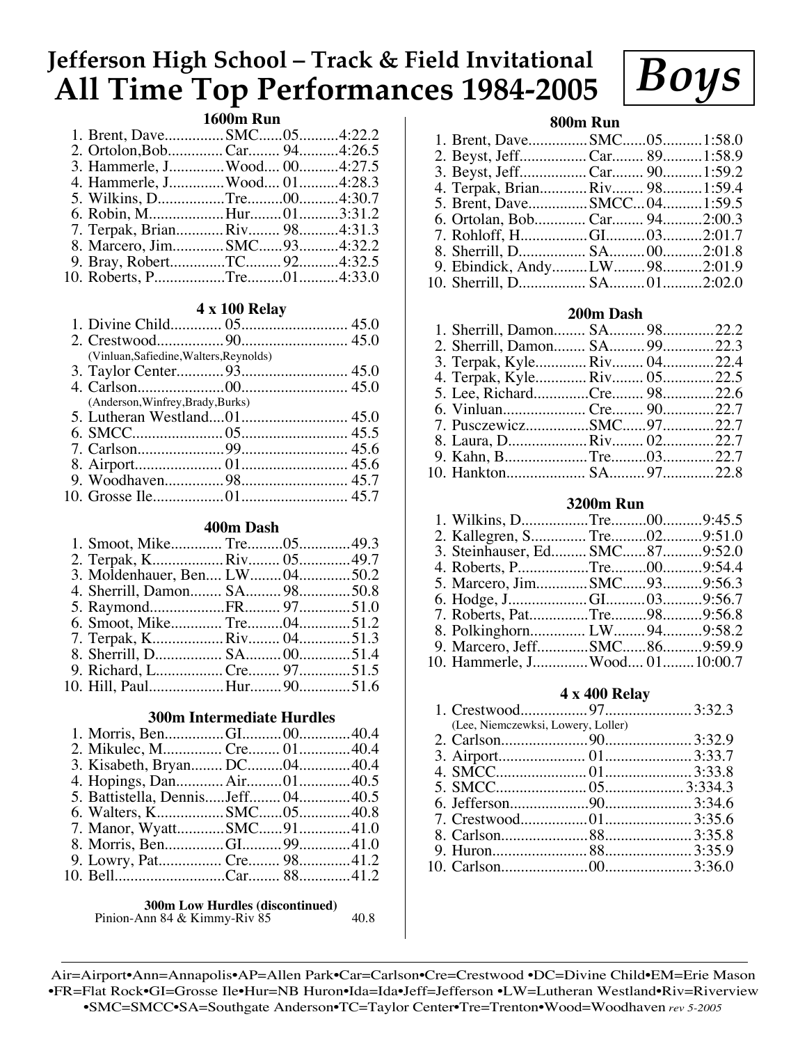# Jefferson High School – Track & Field Invitational
# All Time Top Performances 1984-2005

***Boys***

### 1600m Run

| | | | | |
|---|---|---|---|---|
| 1. | Brent, Dave | SMC | 05 | 4:22.2 |
| 2. | Ortolon,Bob | Car | 94 | 4:26.5 |
| 3. | Hammerle, J | Wood | 00 | 4:27.5 |
| 4. | Hammerle, J | Wood | 01 | 4:28.3 |
| 5. | Wilkins, D | Tre | 00 | 4:30.7 |
| 6. | Robin, M | Hur | 01 | 3:31.2 |
| 7. | Terpak, Brian | Riv | 98 | 4:31.3 |
| 8. | Marcero, Jim | SMC | 93 | 4:32.2 |
| 9. | Bray, Robert | TC | 92 | 4:32.5 |
| 10. | Roberts, P | Tre | 01 | 4:33.0 |

### 4 x 100 Relay

| | | | |
|---|---|---|---|
| 1. | Divine Child | 05 | 45.0 |
| 2. | Crestwood (Vinluan,Safiedine,Walters,Reynolds) | 90 | 45.0 |
| 3. | Taylor Center | 93 | 45.0 |
| 4. | Carlson (Anderson,Winfrey,Brady,Burks) | 00 | 45.0 |
| 5. | Lutheran Westland | 01 | 45.0 |
| 6. | SMCC | 05 | 45.5 |
| 7. | Carlson | 99 | 45.6 |
| 8. | Airport | 01 | 45.6 |
| 9. | Woodhaven | 98 | 45.7 |
| 10. | Grosse Ile | 01 | 45.7 |

### 400m Dash

| | | | | |
|---|---|---|---|---|
| 1. | Smoot, Mike | Tre | 05 | 49.3 |
| 2. | Terpak, K | Riv | 05 | 49.7 |
| 3. | Moldenhauer, Ben | LW | 04 | 50.2 |
| 4. | Sherrill, Damon | SA | 98 | 50.8 |
| 5. | Raymond | FR | 97 | 51.0 |
| 6. | Smoot, Mike | Tre | 04 | 51.2 |
| 7. | Terpak, K | Riv | 04 | 51.3 |
| 8. | Sherrill, D | SA | 00 | 51.4 |
| 9. | Richard, L | Cre | 97 | 51.5 |
| 10. | Hill, Paul | Hur | 90 | 51.6 |

### 300m Intermediate Hurdles

| | | | | |
|---|---|---|---|---|
| 1. | Morris, Ben | GI | 00 | 40.4 |
| 2. | Mikulec, M | Cre | 01 | 40.4 |
| 3. | Kisabeth, Bryan | DC | 04 | 40.4 |
| 4. | Hopings, Dan | Air | 01 | 40.5 |
| 5. | Battistella, Dennis | Jeff | 04 | 40.5 |
| 6. | Walters, K | SMC | 05 | 40.8 |
| 7. | Manor, Wyatt | SMC | 91 | 41.0 |
| 8. | Morris, Ben | GI | 99 | 41.0 |
| 9. | Lowry, Pat | Cre | 98 | 41.2 |
| 10. | Bell | Car | 88 | 41.2 |

**300m Low Hurdles (discontinued)**

Pinion-Ann 84 & Kimmy-Riv 85 — 40.8

### 800m Run

| | | | | |
|---|---|---|---|---|
| 1. | Brent, Dave | SMC | 05 | 1:58.0 |
| 2. | Beyst, Jeff | Car | 89 | 1:58.9 |
| 3. | Beyst, Jeff | Car | 90 | 1:59.2 |
| 4. | Terpak, Brian | Riv | 98 | 1:59.4 |
| 5. | Brent, Dave | SMCC | 04 | 1:59.5 |
| 6. | Ortolan, Bob | Car | 94 | 2:00.3 |
| 7. | Rohloff, H | GI | 03 | 2:01.7 |
| 8. | Sherrill, D | SA | 00 | 2:01.8 |
| 9. | Ebindick, Andy | LW | 98 | 2:01.9 |
| 10. | Sherrill, D | SA | 01 | 2:02.0 |

### 200m Dash

| | | | | |
|---|---|---|---|---|
| 1. | Sherrill, Damon | SA | 98 | 22.2 |
| 2. | Sherrill, Damon | SA | 99 | 22.3 |
| 3. | Terpak, Kyle | Riv | 04 | 22.4 |
| 4. | Terpak, Kyle | Riv | 05 | 22.5 |
| 5. | Lee, Richard | Cre | 98 | 22.6 |
| 6. | Vinluan | Cre | 90 | 22.7 |
| 7. | Pusczewicz | SMC | 97 | 22.7 |
| 8. | Laura, D | Riv | 02 | 22.7 |
| 9. | Kahn, B | Tre | 03 | 22.7 |
| 10. | Hankton | SA | 97 | 22.8 |

### 3200m Run

| | | | | |
|---|---|---|---|---|
| 1. | Wilkins, D | Tre | 00 | 9:45.5 |
| 2. | Kallegren, S | Tre | 02 | 9:51.0 |
| 3. | Steinhauser, Ed | SMC | 87 | 9:52.0 |
| 4. | Roberts, P | Tre | 00 | 9:54.4 |
| 5. | Marcero, Jim | SMC | 93 | 9:56.3 |
| 6. | Hodge, J | GI | 03 | 9:56.7 |
| 7. | Roberts, Pat | Tre | 98 | 9:56.8 |
| 8. | Polkinghorn | LW | 94 | 9:58.2 |
| 9. | Marcero, Jeff | SMC | 86 | 9:59.9 |
| 10. | Hammerle, J | Wood | 01 | 10:00.7 |

### 4 x 400 Relay

| | | | |
|---|---|---|---|
| 1. | Crestwood (Lee, Niemczewksi, Lowery, Loller) | 97 | 3:32.3 |
| 2. | Carlson | 90 | 3:32.9 |
| 3. | Airport | 01 | 3:33.7 |
| 4. | SMCC | 01 | 3:33.8 |
| 5. | SMCC | 05 | 3:334.3 |
| 6. | Jefferson | 90 | 3:34.6 |
| 7. | Crestwood | 01 | 3:35.6 |
| 8. | Carlson | 88 | 3:35.8 |
| 9. | Huron | 88 | 3:35.9 |
| 10. | Carlson | 00 | 3:36.0 |

Air=Airport•Ann=Annapolis•AP=Allen Park•Car=Carlson•Cre=Crestwood •DC=Divine Child•EM=Erie Mason •FR=Flat Rock•GI=Grosse Ile•Hur=NB Huron•Ida=Ida•Jeff=Jefferson •LW=Lutheran Westland•Riv=Riverview •SMC=SMCC•SA=Southgate Anderson•TC=Taylor Center•Tre=Trenton•Wood=Woodhaven *rev 5-2005*